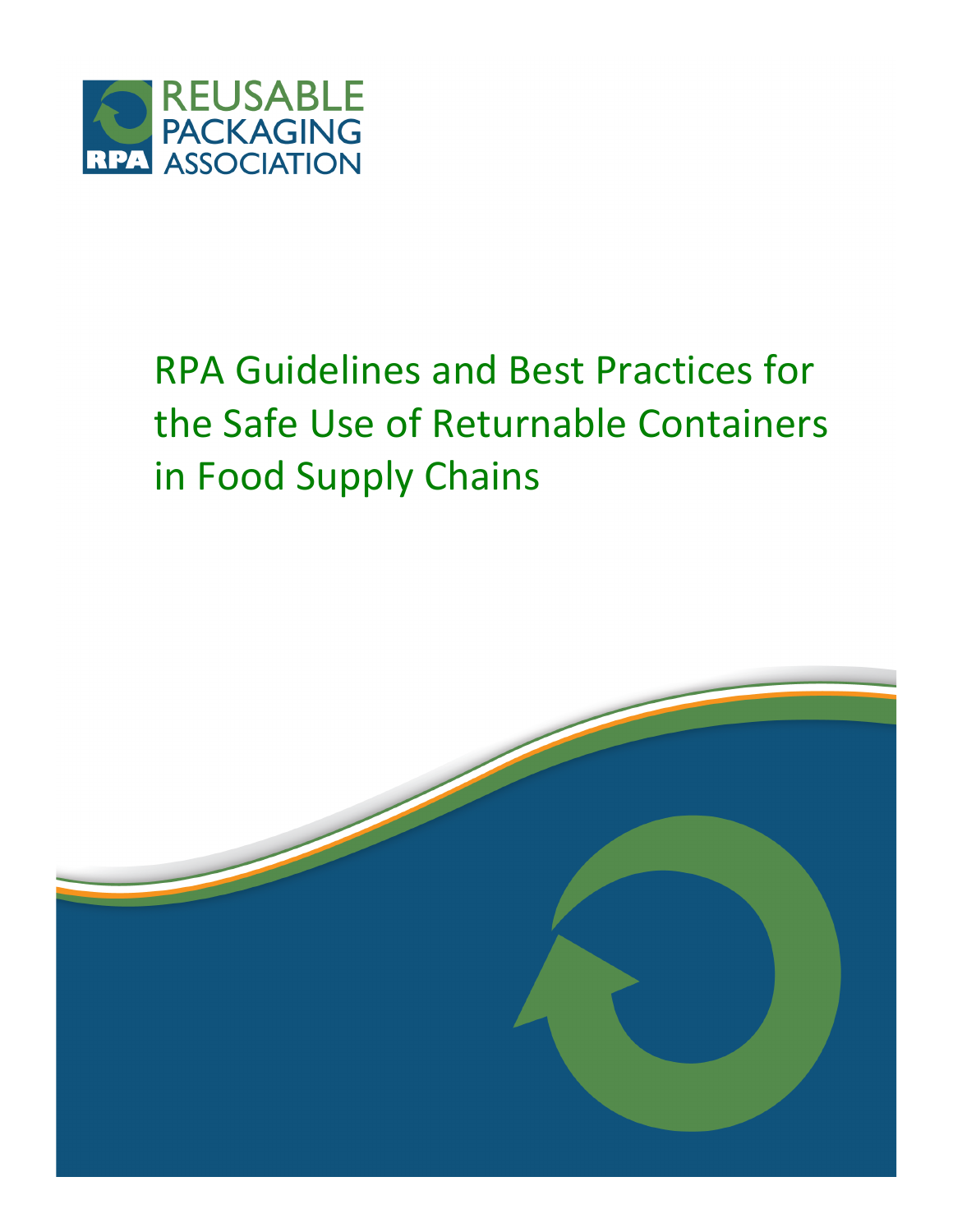REUSABLE PACKAGING ASSOCIATION

# RPA Guidelines and Best Practices for the Safe Use of Returnable Containers in Food Supply Chains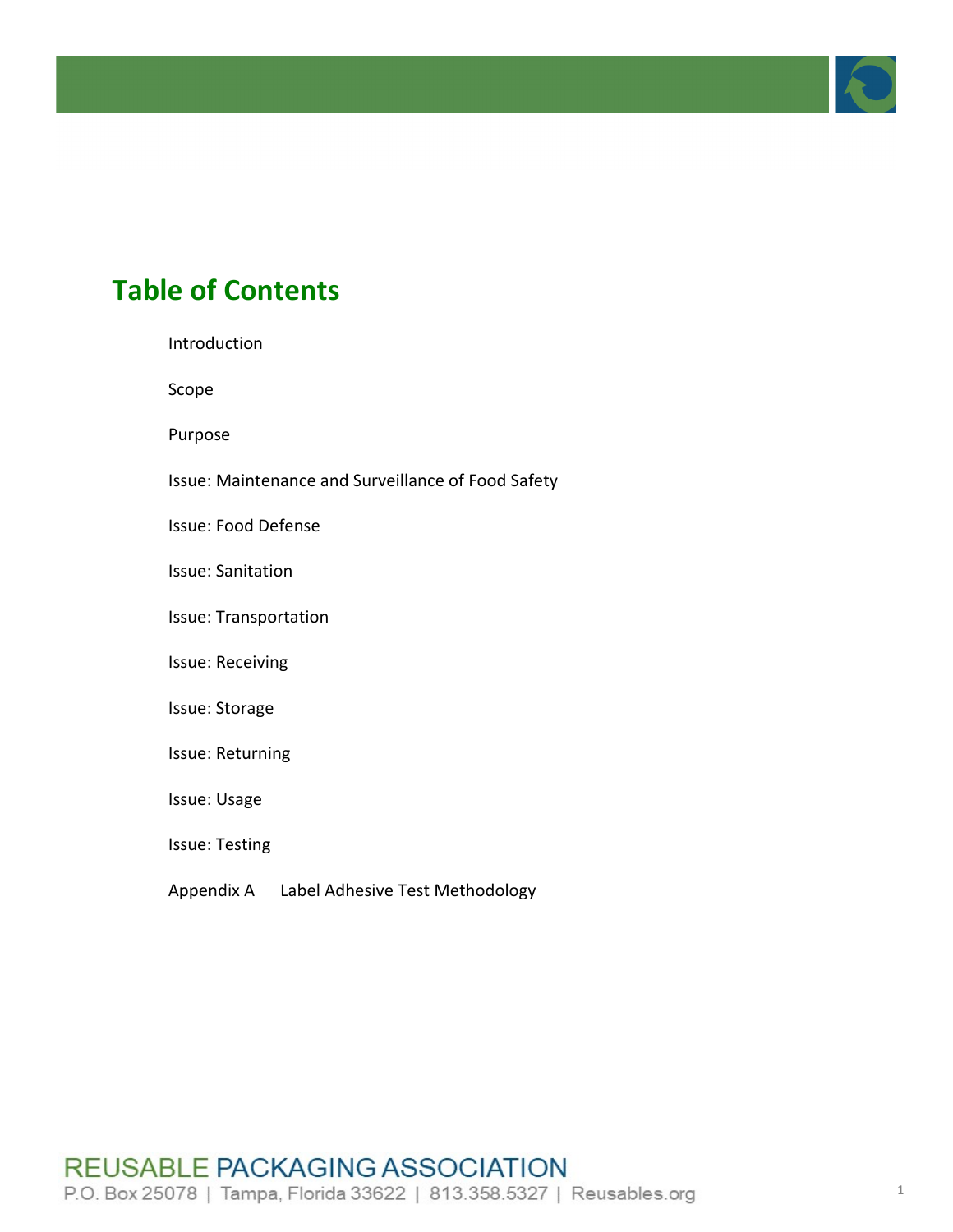# Table of Contents

Introduction

Scope

Purpose

Issue: Maintenance and Surveillance of Food Safety

Issue: Food Defense

Issue: Sanitation

Issue: Transportation

Issue: Receiving

Issue: Storage

Issue: Returning

Issue: Usage

Issue: Testing

Appendix A Label Adhesive Test Methodology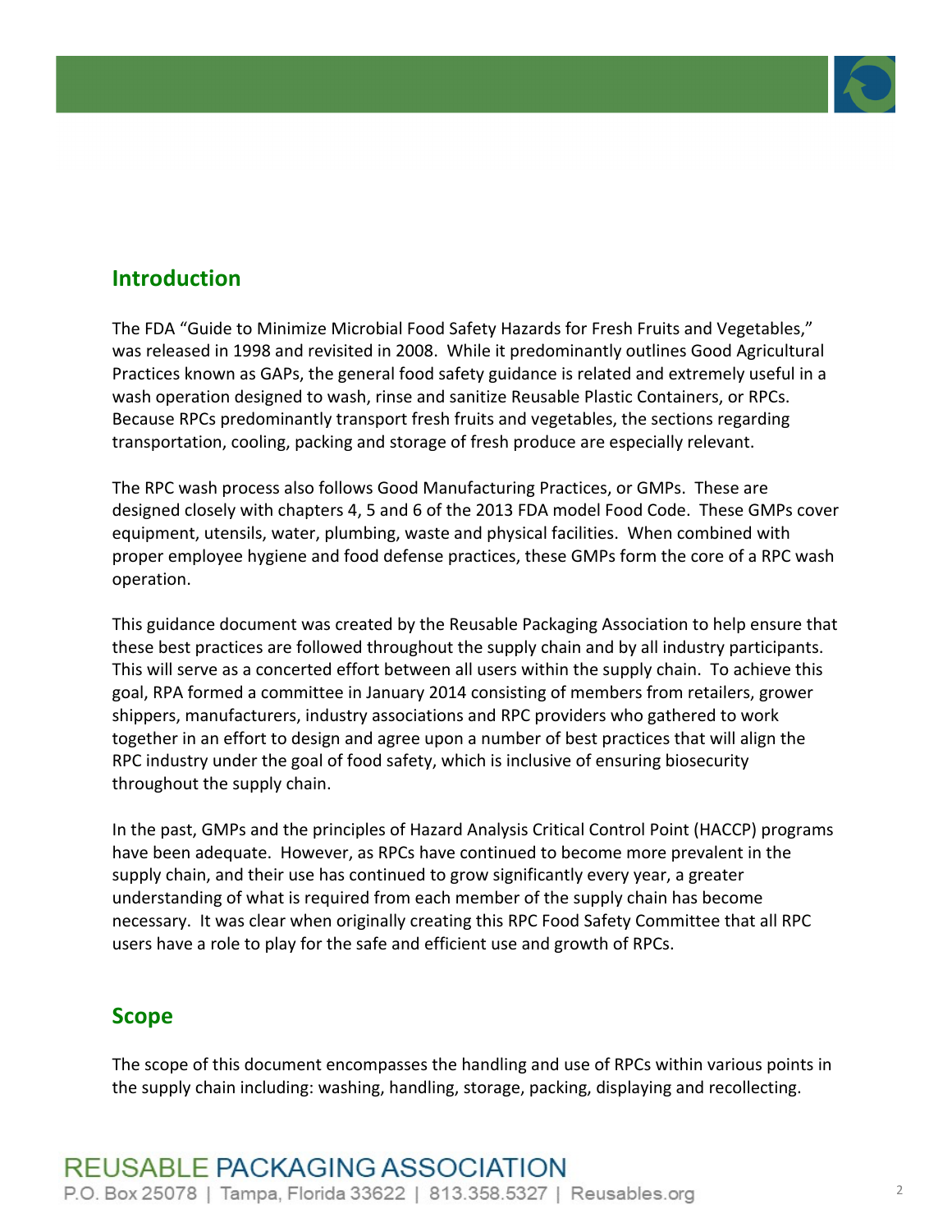## Introduction

The FDA "Guide to Minimize Microbial Food Safety Hazards for Fresh Fruits and Vegetables," was released in 1998 and revisited in 2008. While it predominantly outlines Good Agricultural Practices known as GAPs, the general food safety guidance is related and extremely useful in a wash operation designed to wash, rinse and sanitize Reusable Plastic Containers, or RPCs. Because RPCs predominantly transport fresh fruits and vegetables, the sections regarding transportation, cooling, packing and storage of fresh produce are especially relevant.

The RPC wash process also follows Good Manufacturing Practices, or GMPs. These are designed closely with chapters 4, 5 and 6 of the 2013 FDA model Food Code. These GMPs cover equipment, utensils, water, plumbing, waste and physical facilities. When combined with proper employee hygiene and food defense practices, these GMPs form the core of a RPC wash operation.

This guidance document was created by the Reusable Packaging Association to help ensure that these best practices are followed throughout the supply chain and by all industry participants. This will serve as a concerted effort between all users within the supply chain. To achieve this goal, RPA formed a committee in January 2014 consisting of members from retailers, grower shippers, manufacturers, industry associations and RPC providers who gathered to work together in an effort to design and agree upon a number of best practices that will align the RPC industry under the goal of food safety, which is inclusive of ensuring biosecurity throughout the supply chain.

In the past, GMPs and the principles of Hazard Analysis Critical Control Point (HACCP) programs have been adequate. However, as RPCs have continued to become more prevalent in the supply chain, and their use has continued to grow significantly every year, a greater understanding of what is required from each member of the supply chain has become necessary. It was clear when originally creating this RPC Food Safety Committee that all RPC users have a role to play for the safe and efficient use and growth of RPCs.

## Scope

The scope of this document encompasses the handling and use of RPCs within various points in the supply chain including: washing, handling, storage, packing, displaying and recollecting.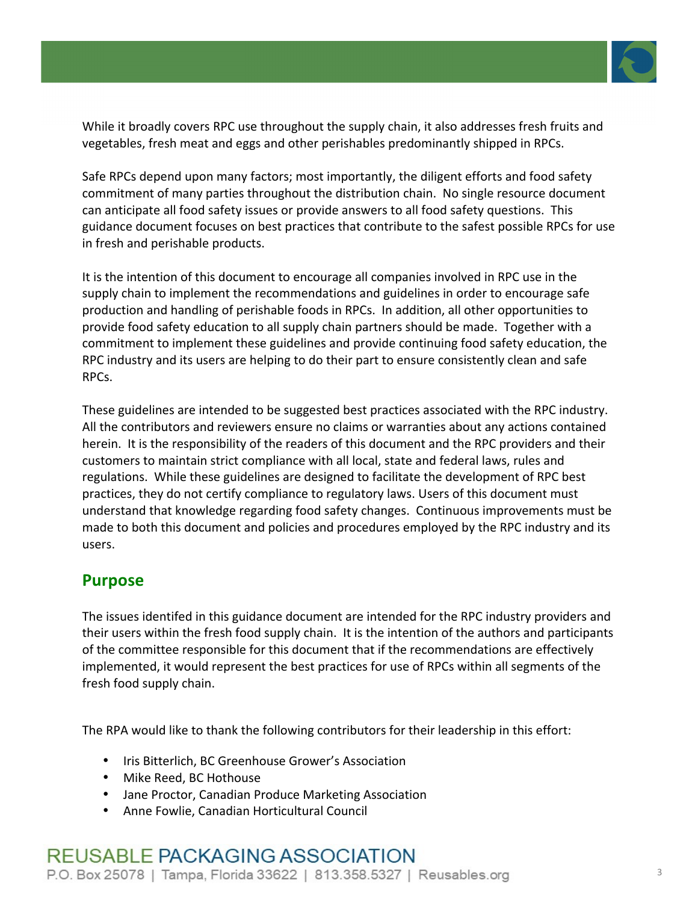While it broadly covers RPC use throughout the supply chain, it also addresses fresh fruits and vegetables, fresh meat and eggs and other perishables predominantly shipped in RPCs.

Safe RPCs depend upon many factors; most importantly, the diligent efforts and food safety commitment of many parties throughout the distribution chain. No single resource document can anticipate all food safety issues or provide answers to all food safety questions. This guidance document focuses on best practices that contribute to the safest possible RPCs for use in fresh and perishable products.

It is the intention of this document to encourage all companies involved in RPC use in the supply chain to implement the recommendations and guidelines in order to encourage safe production and handling of perishable foods in RPCs. In addition, all other opportunities to provide food safety education to all supply chain partners should be made. Together with a commitment to implement these guidelines and provide continuing food safety education, the RPC industry and its users are helping to do their part to ensure consistently clean and safe RPCs.

These guidelines are intended to be suggested best practices associated with the RPC industry. All the contributors and reviewers ensure no claims or warranties about any actions contained herein. It is the responsibility of the readers of this document and the RPC providers and their customers to maintain strict compliance with all local, state and federal laws, rules and regulations. While these guidelines are designed to facilitate the development of RPC best practices, they do not certify compliance to regulatory laws. Users of this document must understand that knowledge regarding food safety changes. Continuous improvements must be made to both this document and policies and procedures employed by the RPC industry and its users.

## Purpose

The issues identifed in this guidance document are intended for the RPC industry providers and their users within the fresh food supply chain. It is the intention of the authors and participants of the committee responsible for this document that if the recommendations are effectively implemented, it would represent the best practices for use of RPCs within all segments of the fresh food supply chain.

The RPA would like to thank the following contributors for their leadership in this effort:

- Iris Bitterlich, BC Greenhouse Grower's Association
- Mike Reed, BC Hothouse
- Jane Proctor, Canadian Produce Marketing Association
- Anne Fowlie, Canadian Horticultural Council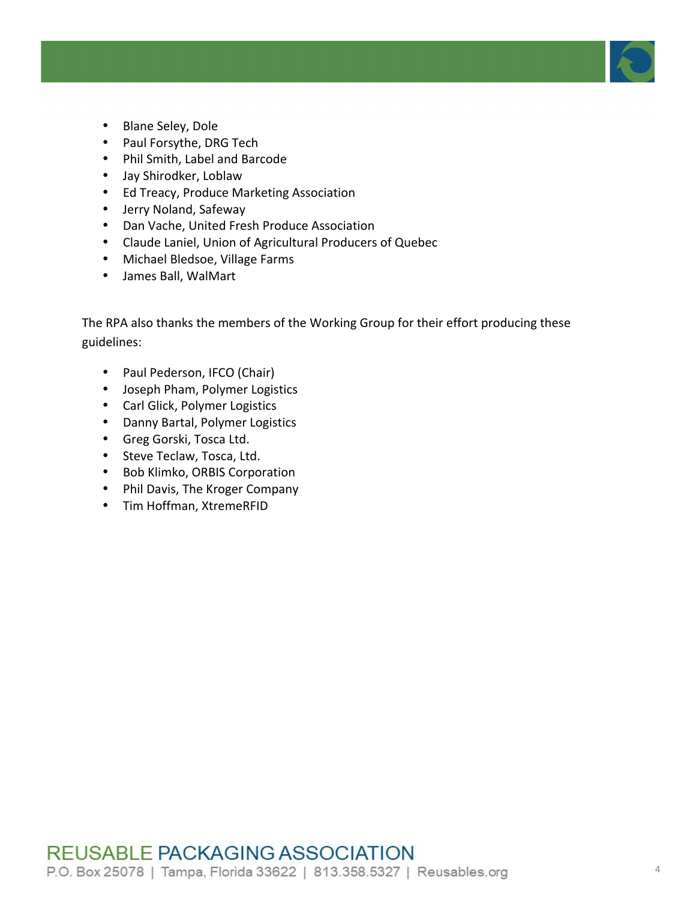- Blane Seley, Dole
- Paul Forsythe, DRG Tech
- Phil Smith, Label and Barcode
- Jay Shirodker, Loblaw
- Ed Treacy, Produce Marketing Association
- Jerry Noland, Safeway
- Dan Vache, United Fresh Produce Association
- Claude Laniel, Union of Agricultural Producers of Quebec
- Michael Bledsoe, Village Farms
- James Ball, WalMart

The RPA also thanks the members of the Working Group for their effort producing these guidelines:

- Paul Pederson, IFCO (Chair)
- Joseph Pham, Polymer Logistics
- Carl Glick, Polymer Logistics
- Danny Bartal, Polymer Logistics
- Greg Gorski, Tosca Ltd.
- Steve Teclaw, Tosca, Ltd.
- Bob Klimko, ORBIS Corporation
- Phil Davis, The Kroger Company
- Tim Hoffman, XtremeRFID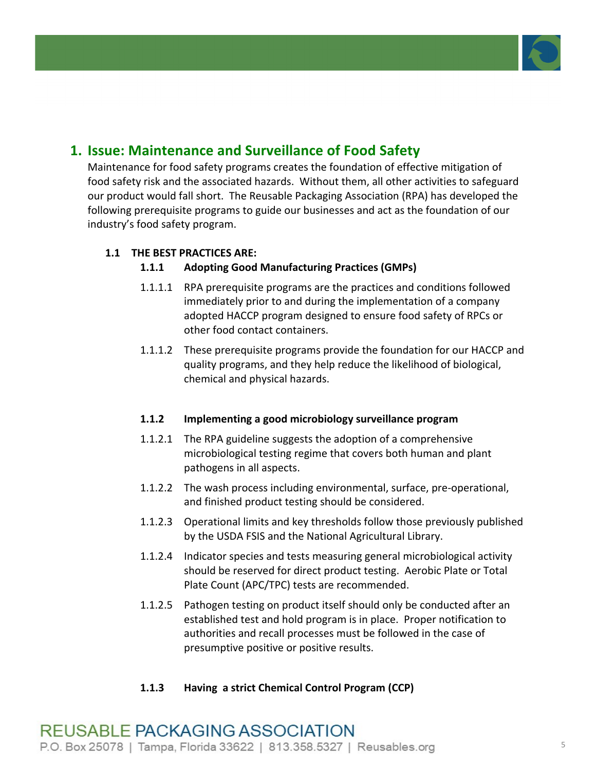## 1. Issue: Maintenance and Surveillance of Food Safety

Maintenance for food safety programs creates the foundation of effective mitigation of food safety risk and the associated hazards. Without them, all other activities to safeguard our product would fall short. The Reusable Packaging Association (RPA) has developed the following prerequisite programs to guide our businesses and act as the foundation of our industry's food safety program.

### 1.1 THE BEST PRACTICES ARE:

#### 1.1.1 Adopting Good Manufacturing Practices (GMPs)

1.1.1.1 RPA prerequisite programs are the practices and conditions followed immediately prior to and during the implementation of a company adopted HACCP program designed to ensure food safety of RPCs or other food contact containers.

1.1.1.2 These prerequisite programs provide the foundation for our HACCP and quality programs, and they help reduce the likelihood of biological, chemical and physical hazards.

#### 1.1.2 Implementing a good microbiology surveillance program

1.1.2.1 The RPA guideline suggests the adoption of a comprehensive microbiological testing regime that covers both human and plant pathogens in all aspects.

1.1.2.2 The wash process including environmental, surface, pre-operational, and finished product testing should be considered.

1.1.2.3 Operational limits and key thresholds follow those previously published by the USDA FSIS and the National Agricultural Library.

1.1.2.4 Indicator species and tests measuring general microbiological activity should be reserved for direct product testing. Aerobic Plate or Total Plate Count (APC/TPC) tests are recommended.

1.1.2.5 Pathogen testing on product itself should only be conducted after an established test and hold program is in place. Proper notification to authorities and recall processes must be followed in the case of presumptive positive or positive results.

#### 1.1.3 Having a strict Chemical Control Program (CCP)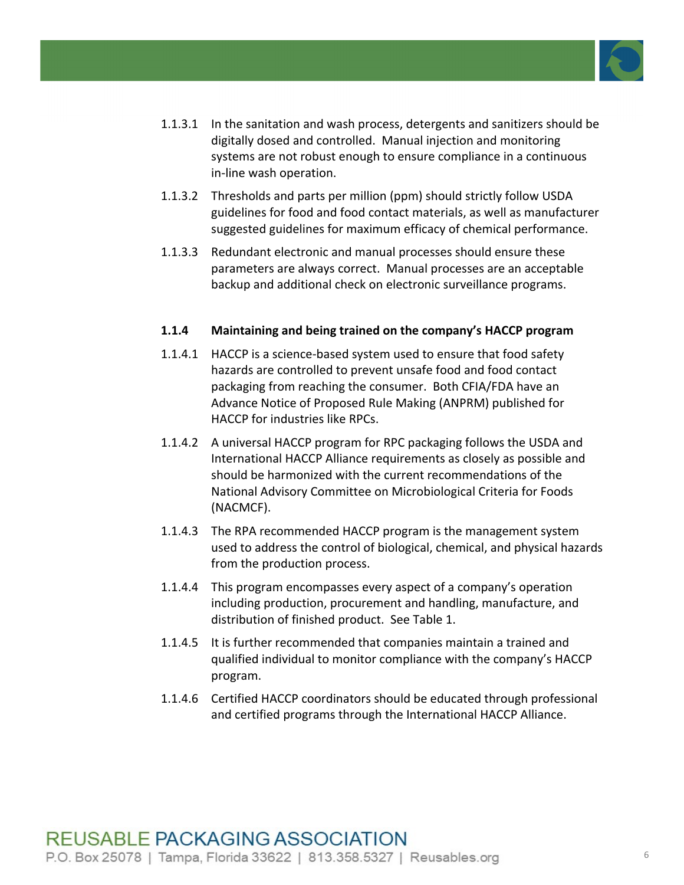1.1.3.1 In the sanitation and wash process, detergents and sanitizers should be digitally dosed and controlled. Manual injection and monitoring systems are not robust enough to ensure compliance in a continuous in-line wash operation.

1.1.3.2 Thresholds and parts per million (ppm) should strictly follow USDA guidelines for food and food contact materials, as well as manufacturer suggested guidelines for maximum efficacy of chemical performance.

1.1.3.3 Redundant electronic and manual processes should ensure these parameters are always correct. Manual processes are an acceptable backup and additional check on electronic surveillance programs.

**1.1.4 Maintaining and being trained on the company's HACCP program**

1.1.4.1 HACCP is a science-based system used to ensure that food safety hazards are controlled to prevent unsafe food and food contact packaging from reaching the consumer. Both CFIA/FDA have an Advance Notice of Proposed Rule Making (ANPRM) published for HACCP for industries like RPCs.

1.1.4.2 A universal HACCP program for RPC packaging follows the USDA and International HACCP Alliance requirements as closely as possible and should be harmonized with the current recommendations of the National Advisory Committee on Microbiological Criteria for Foods (NACMCF).

1.1.4.3 The RPA recommended HACCP program is the management system used to address the control of biological, chemical, and physical hazards from the production process.

1.1.4.4 This program encompasses every aspect of a company's operation including production, procurement and handling, manufacture, and distribution of finished product. See Table 1.

1.1.4.5 It is further recommended that companies maintain a trained and qualified individual to monitor compliance with the company's HACCP program.

1.1.4.6 Certified HACCP coordinators should be educated through professional and certified programs through the International HACCP Alliance.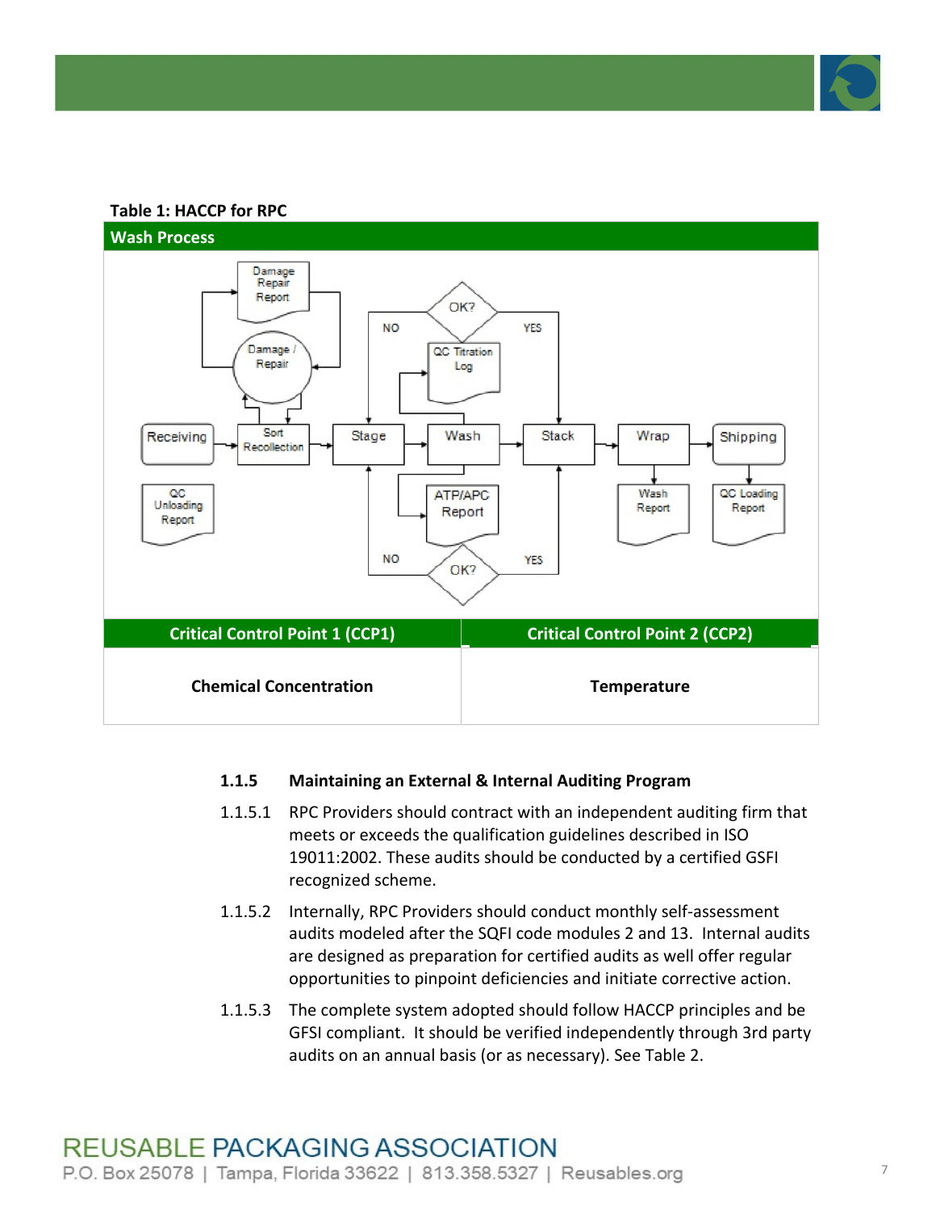**Table 1: HACCP for RPC**

| Wash Process | |
|---|---|
| Critical Control Point 1 (CCP1) | Critical Control Point 2 (CCP2) |
| Chemical Concentration | Temperature |

### 1.1.5 Maintaining an External & Internal Auditing Program

1.1.5.1 RPC Providers should contract with an independent auditing firm that meets or exceeds the qualification guidelines described in ISO 19011:2002. These audits should be conducted by a certified GSFI recognized scheme.

1.1.5.2 Internally, RPC Providers should conduct monthly self-assessment audits modeled after the SQFI code modules 2 and 13. Internal audits are designed as preparation for certified audits as well offer regular opportunities to pinpoint deficiencies and initiate corrective action.

1.1.5.3 The complete system adopted should follow HACCP principles and be GFSI compliant. It should be verified independently through 3rd party audits on an annual basis (or as necessary). See Table 2.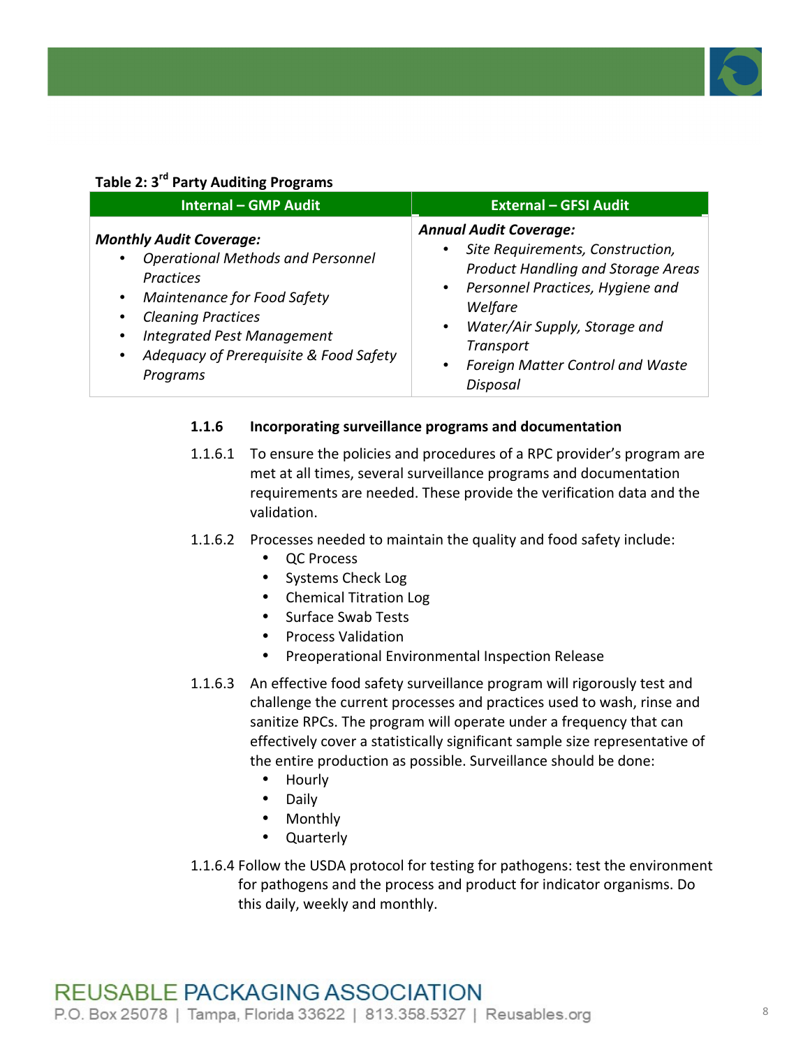**Table 2: 3rd Party Auditing Programs**

| Internal – GMP Audit | External – GFSI Audit |
|---|---|
| ***Monthly Audit Coverage:***<br>• *Operational Methods and Personnel Practices*<br>• *Maintenance for Food Safety*<br>• *Cleaning Practices*<br>• *Integrated Pest Management*<br>• *Adequacy of Prerequisite & Food Safety Programs* | ***Annual Audit Coverage:***<br>• *Site Requirements, Construction, Product Handling and Storage Areas*<br>• *Personnel Practices, Hygiene and Welfare*<br>• *Water/Air Supply, Storage and Transport*<br>• *Foreign Matter Control and Waste Disposal* |

### 1.1.6 Incorporating surveillance programs and documentation

1.1.6.1 To ensure the policies and procedures of a RPC provider's program are met at all times, several surveillance programs and documentation requirements are needed. These provide the verification data and the validation.

1.1.6.2 Processes needed to maintain the quality and food safety include:

- QC Process
- Systems Check Log
- Chemical Titration Log
- Surface Swab Tests
- Process Validation
- Preoperational Environmental Inspection Release

1.1.6.3 An effective food safety surveillance program will rigorously test and challenge the current processes and practices used to wash, rinse and sanitize RPCs. The program will operate under a frequency that can effectively cover a statistically significant sample size representative of the entire production as possible. Surveillance should be done:

- Hourly
- Daily
- Monthly
- Quarterly

1.1.6.4 Follow the USDA protocol for testing for pathogens: test the environment for pathogens and the process and product for indicator organisms. Do this daily, weekly and monthly.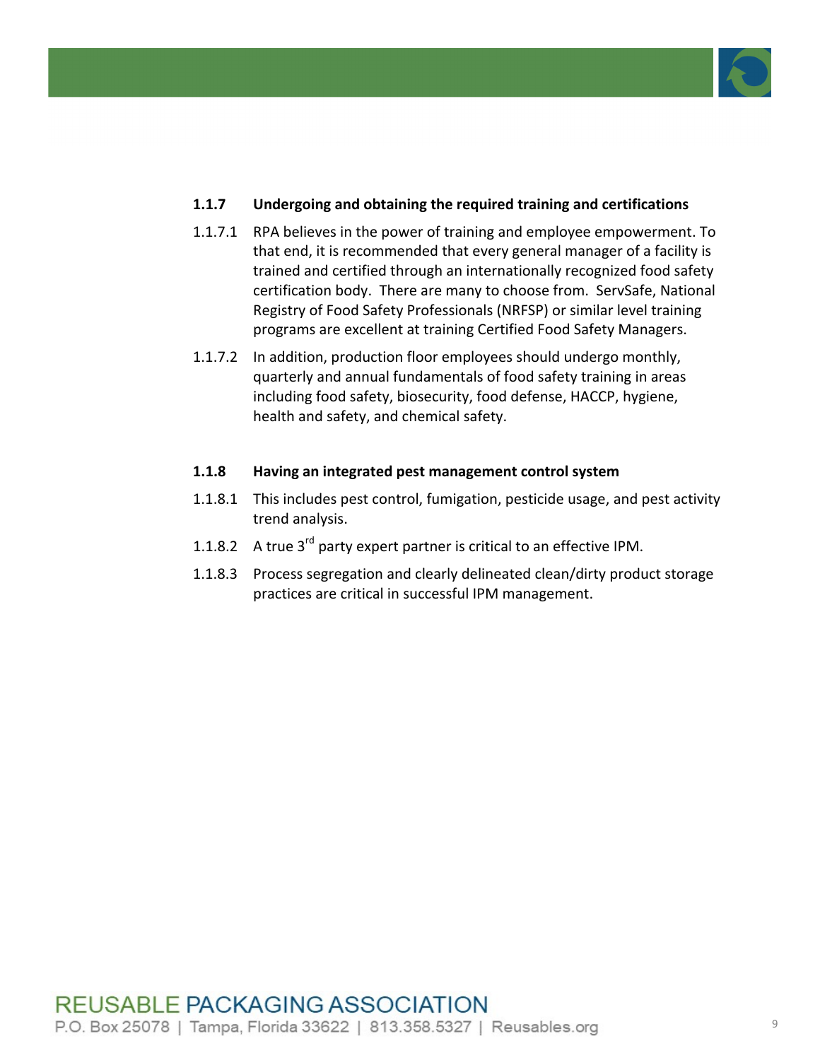### 1.1.7 Undergoing and obtaining the required training and certifications

1.1.7.1 RPA believes in the power of training and employee empowerment. To that end, it is recommended that every general manager of a facility is trained and certified through an internationally recognized food safety certification body. There are many to choose from. ServSafe, National Registry of Food Safety Professionals (NRFSP) or similar level training programs are excellent at training Certified Food Safety Managers.

1.1.7.2 In addition, production floor employees should undergo monthly, quarterly and annual fundamentals of food safety training in areas including food safety, biosecurity, food defense, HACCP, hygiene, health and safety, and chemical safety.

### 1.1.8 Having an integrated pest management control system

1.1.8.1 This includes pest control, fumigation, pesticide usage, and pest activity trend analysis.

1.1.8.2 A true 3rd party expert partner is critical to an effective IPM.

1.1.8.3 Process segregation and clearly delineated clean/dirty product storage practices are critical in successful IPM management.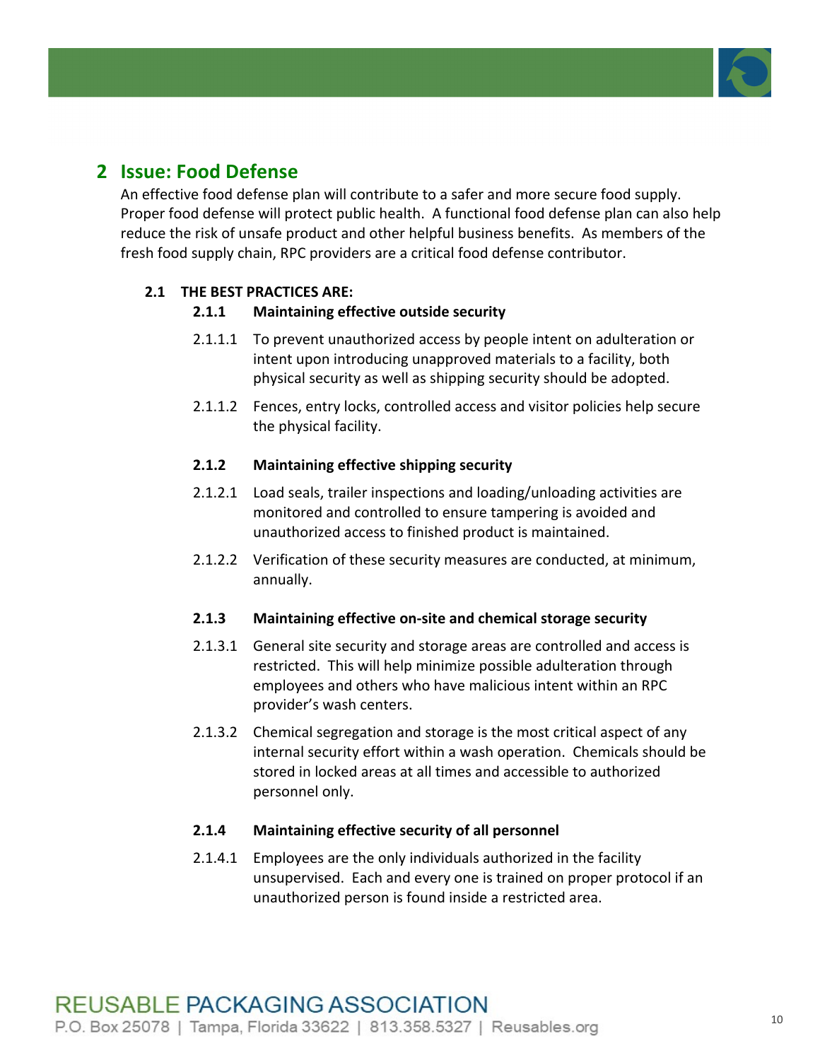# 2 Issue: Food Defense

An effective food defense plan will contribute to a safer and more secure food supply. Proper food defense will protect public health. A functional food defense plan can also help reduce the risk of unsafe product and other helpful business benefits. As members of the fresh food supply chain, RPC providers are a critical food defense contributor.

## 2.1 THE BEST PRACTICES ARE:

### 2.1.1 Maintaining effective outside security

2.1.1.1 To prevent unauthorized access by people intent on adulteration or intent upon introducing unapproved materials to a facility, both physical security as well as shipping security should be adopted.

2.1.1.2 Fences, entry locks, controlled access and visitor policies help secure the physical facility.

### 2.1.2 Maintaining effective shipping security

2.1.2.1 Load seals, trailer inspections and loading/unloading activities are monitored and controlled to ensure tampering is avoided and unauthorized access to finished product is maintained.

2.1.2.2 Verification of these security measures are conducted, at minimum, annually.

### 2.1.3 Maintaining effective on-site and chemical storage security

2.1.3.1 General site security and storage areas are controlled and access is restricted. This will help minimize possible adulteration through employees and others who have malicious intent within an RPC provider's wash centers.

2.1.3.2 Chemical segregation and storage is the most critical aspect of any internal security effort within a wash operation. Chemicals should be stored in locked areas at all times and accessible to authorized personnel only.

### 2.1.4 Maintaining effective security of all personnel

2.1.4.1 Employees are the only individuals authorized in the facility unsupervised. Each and every one is trained on proper protocol if an unauthorized person is found inside a restricted area.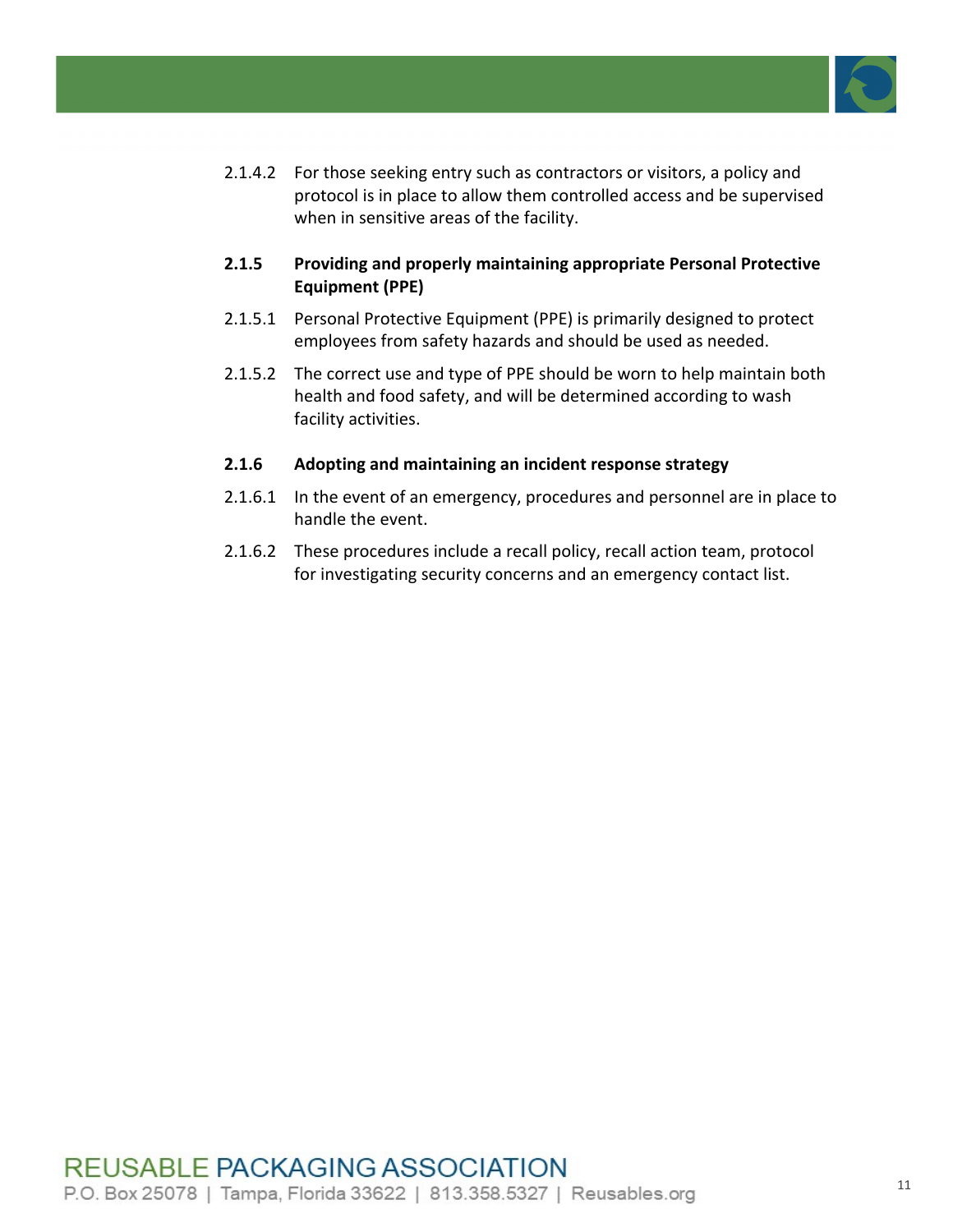2.1.4.2 For those seeking entry such as contractors or visitors, a policy and protocol is in place to allow them controlled access and be supervised when in sensitive areas of the facility.

**2.1.5 Providing and properly maintaining appropriate Personal Protective Equipment (PPE)**

2.1.5.1 Personal Protective Equipment (PPE) is primarily designed to protect employees from safety hazards and should be used as needed.

2.1.5.2 The correct use and type of PPE should be worn to help maintain both health and food safety, and will be determined according to wash facility activities.

**2.1.6 Adopting and maintaining an incident response strategy**

2.1.6.1 In the event of an emergency, procedures and personnel are in place to handle the event.

2.1.6.2 These procedures include a recall policy, recall action team, protocol for investigating security concerns and an emergency contact list.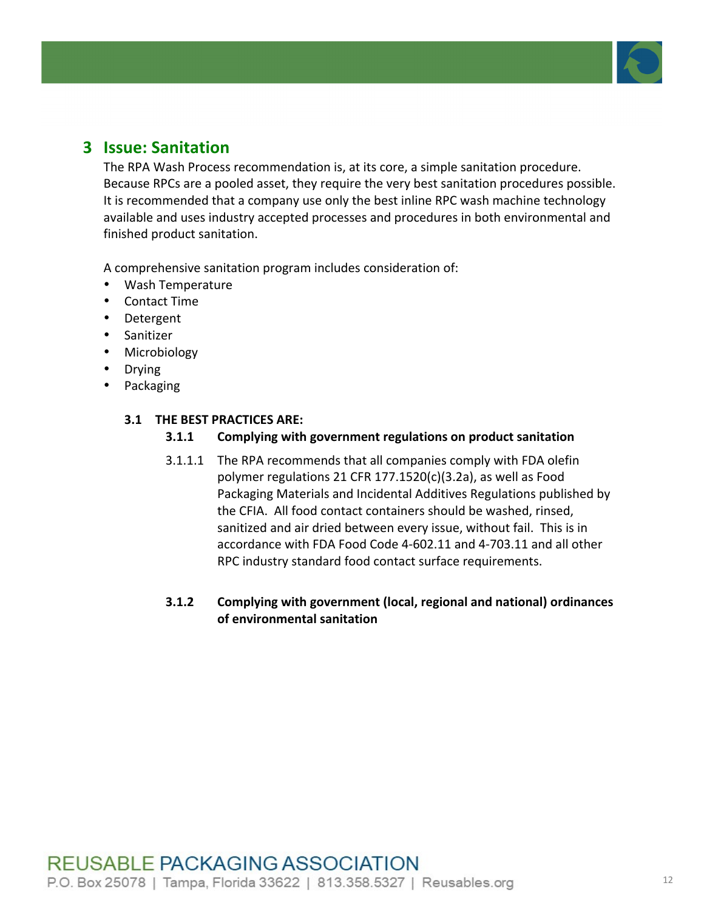# 3 Issue: Sanitation

The RPA Wash Process recommendation is, at its core, a simple sanitation procedure. Because RPCs are a pooled asset, they require the very best sanitation procedures possible. It is recommended that a company use only the best inline RPC wash machine technology available and uses industry accepted processes and procedures in both environmental and finished product sanitation.

A comprehensive sanitation program includes consideration of:

- Wash Temperature
- Contact Time
- Detergent
- Sanitizer
- Microbiology
- Drying
- Packaging

## 3.1 THE BEST PRACTICES ARE:

### 3.1.1 Complying with government regulations on product sanitation

3.1.1.1 The RPA recommends that all companies comply with FDA olefin polymer regulations 21 CFR 177.1520(c)(3.2a), as well as Food Packaging Materials and Incidental Additives Regulations published by the CFIA. All food contact containers should be washed, rinsed, sanitized and air dried between every issue, without fail. This is in accordance with FDA Food Code 4-602.11 and 4-703.11 and all other RPC industry standard food contact surface requirements.

### 3.1.2 Complying with government (local, regional and national) ordinances of environmental sanitation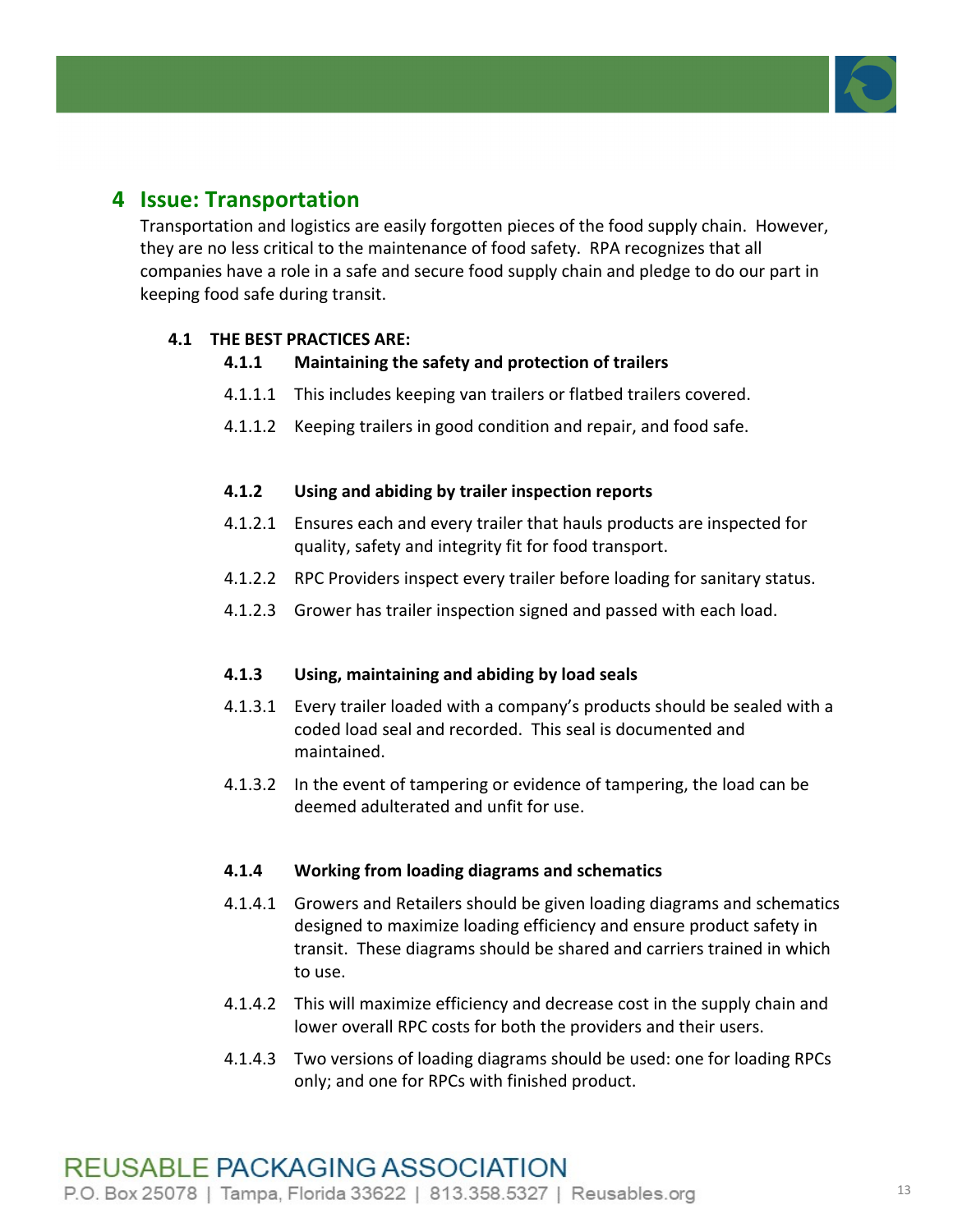# 4 Issue: Transportation

Transportation and logistics are easily forgotten pieces of the food supply chain. However, they are no less critical to the maintenance of food safety. RPA recognizes that all companies have a role in a safe and secure food supply chain and pledge to do our part in keeping food safe during transit.

## 4.1 THE BEST PRACTICES ARE:

### 4.1.1 Maintaining the safety and protection of trailers

4.1.1.1 This includes keeping van trailers or flatbed trailers covered.

4.1.1.2 Keeping trailers in good condition and repair, and food safe.

### 4.1.2 Using and abiding by trailer inspection reports

4.1.2.1 Ensures each and every trailer that hauls products are inspected for quality, safety and integrity fit for food transport.

4.1.2.2 RPC Providers inspect every trailer before loading for sanitary status.

4.1.2.3 Grower has trailer inspection signed and passed with each load.

### 4.1.3 Using, maintaining and abiding by load seals

4.1.3.1 Every trailer loaded with a company's products should be sealed with a coded load seal and recorded. This seal is documented and maintained.

4.1.3.2 In the event of tampering or evidence of tampering, the load can be deemed adulterated and unfit for use.

### 4.1.4 Working from loading diagrams and schematics

4.1.4.1 Growers and Retailers should be given loading diagrams and schematics designed to maximize loading efficiency and ensure product safety in transit. These diagrams should be shared and carriers trained in which to use.

4.1.4.2 This will maximize efficiency and decrease cost in the supply chain and lower overall RPC costs for both the providers and their users.

4.1.4.3 Two versions of loading diagrams should be used: one for loading RPCs only; and one for RPCs with finished product.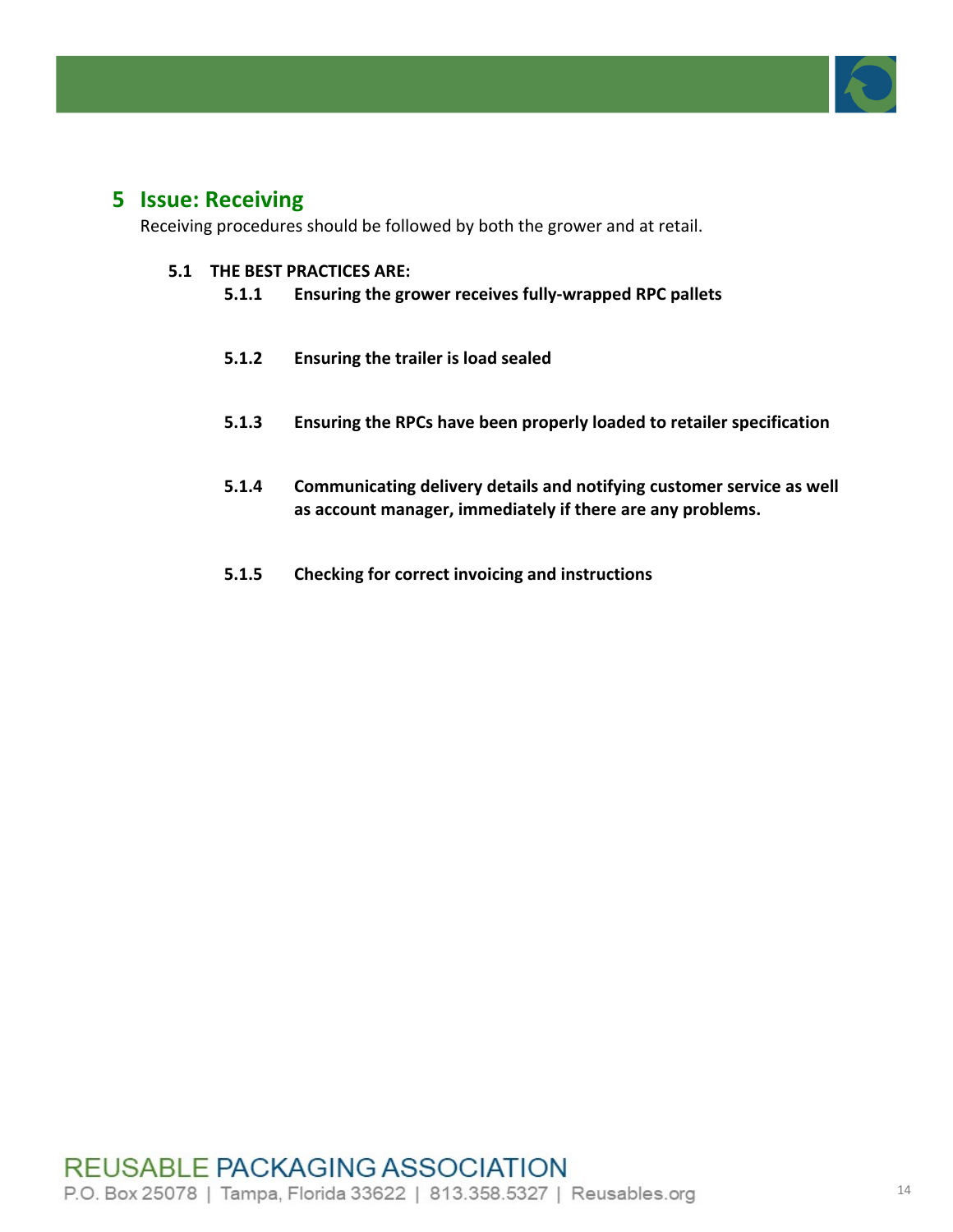# 5 Issue: Receiving

Receiving procedures should be followed by both the grower and at retail.

## 5.1 THE BEST PRACTICES ARE:

### 5.1.1 Ensuring the grower receives fully-wrapped RPC pallets

### 5.1.2 Ensuring the trailer is load sealed

### 5.1.3 Ensuring the RPCs have been properly loaded to retailer specification

### 5.1.4 Communicating delivery details and notifying customer service as well as account manager, immediately if there are any problems.

### 5.1.5 Checking for correct invoicing and instructions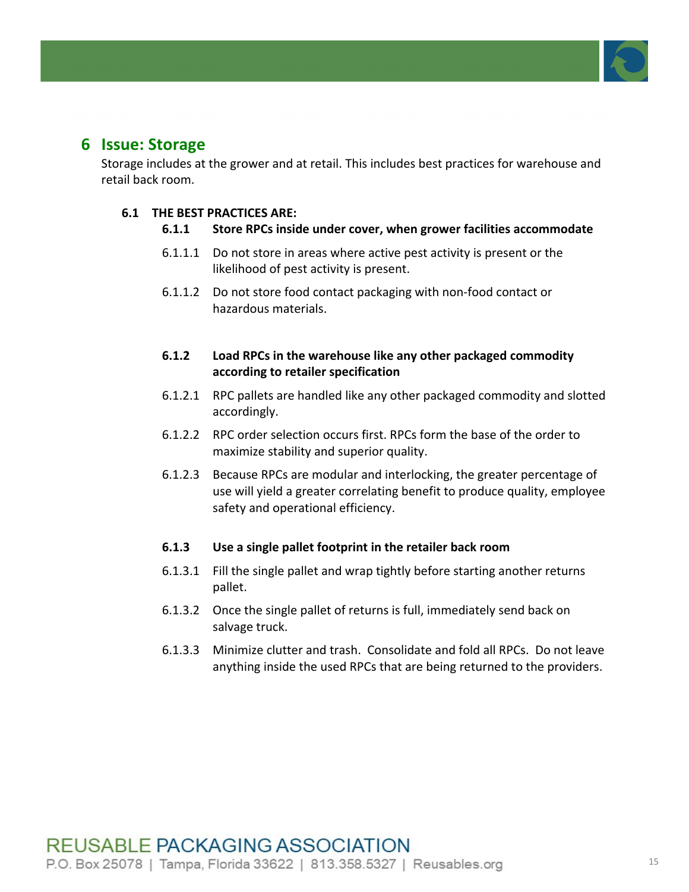# 6 Issue: Storage

Storage includes at the grower and at retail. This includes best practices for warehouse and retail back room.

## 6.1 THE BEST PRACTICES ARE:

### 6.1.1 Store RPCs inside under cover, when grower facilities accommodate

6.1.1.1 Do not store in areas where active pest activity is present or the likelihood of pest activity is present.

6.1.1.2 Do not store food contact packaging with non-food contact or hazardous materials.

### 6.1.2 Load RPCs in the warehouse like any other packaged commodity according to retailer specification

6.1.2.1 RPC pallets are handled like any other packaged commodity and slotted accordingly.

6.1.2.2 RPC order selection occurs first. RPCs form the base of the order to maximize stability and superior quality.

6.1.2.3 Because RPCs are modular and interlocking, the greater percentage of use will yield a greater correlating benefit to produce quality, employee safety and operational efficiency.

### 6.1.3 Use a single pallet footprint in the retailer back room

6.1.3.1 Fill the single pallet and wrap tightly before starting another returns pallet.

6.1.3.2 Once the single pallet of returns is full, immediately send back on salvage truck.

6.1.3.3 Minimize clutter and trash. Consolidate and fold all RPCs. Do not leave anything inside the used RPCs that are being returned to the providers.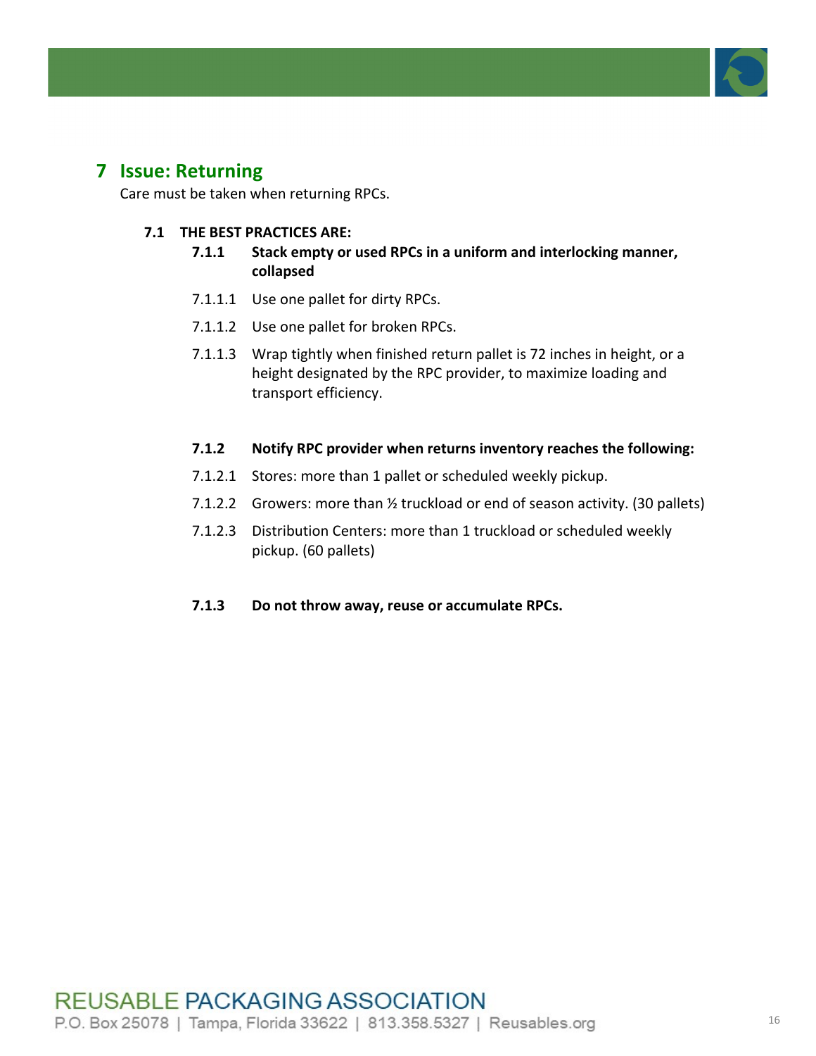# 7 Issue: Returning

Care must be taken when returning RPCs.

## 7.1 THE BEST PRACTICES ARE:

### 7.1.1 Stack empty or used RPCs in a uniform and interlocking manner, collapsed

7.1.1.1 Use one pallet for dirty RPCs.

7.1.1.2 Use one pallet for broken RPCs.

7.1.1.3 Wrap tightly when finished return pallet is 72 inches in height, or a height designated by the RPC provider, to maximize loading and transport efficiency.

### 7.1.2 Notify RPC provider when returns inventory reaches the following:

7.1.2.1 Stores: more than 1 pallet or scheduled weekly pickup.

7.1.2.2 Growers: more than ½ truckload or end of season activity. (30 pallets)

7.1.2.3 Distribution Centers: more than 1 truckload or scheduled weekly pickup. (60 pallets)

### 7.1.3 Do not throw away, reuse or accumulate RPCs.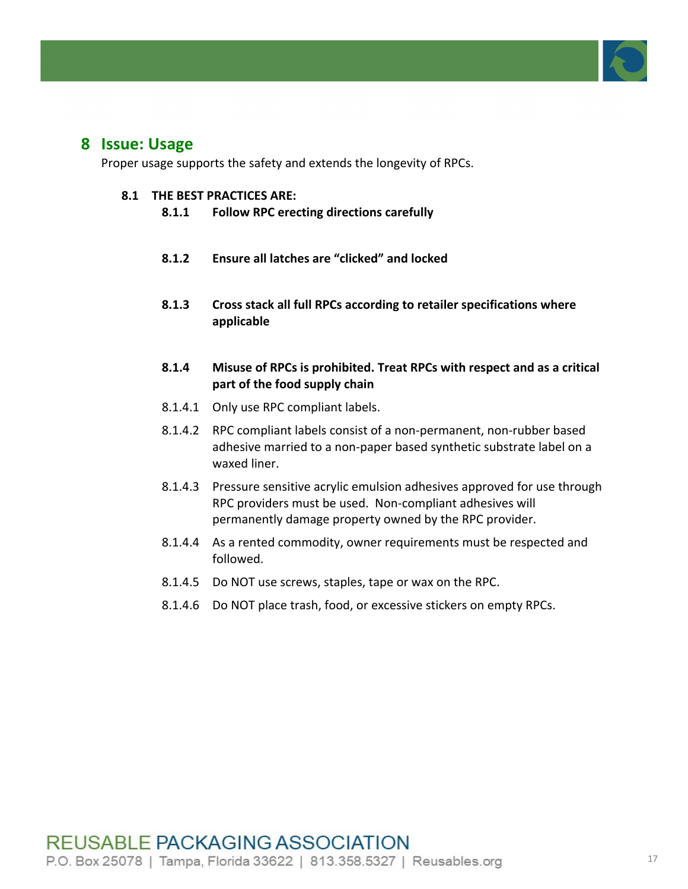# 8 Issue: Usage

Proper usage supports the safety and extends the longevity of RPCs.

## 8.1 THE BEST PRACTICES ARE:

### 8.1.1 Follow RPC erecting directions carefully

### 8.1.2 Ensure all latches are "clicked" and locked

### 8.1.3 Cross stack all full RPCs according to retailer specifications where applicable

### 8.1.4 Misuse of RPCs is prohibited. Treat RPCs with respect and as a critical part of the food supply chain

8.1.4.1 Only use RPC compliant labels.

8.1.4.2 RPC compliant labels consist of a non-permanent, non-rubber based adhesive married to a non-paper based synthetic substrate label on a waxed liner.

8.1.4.3 Pressure sensitive acrylic emulsion adhesives approved for use through RPC providers must be used. Non-compliant adhesives will permanently damage property owned by the RPC provider.

8.1.4.4 As a rented commodity, owner requirements must be respected and followed.

8.1.4.5 Do NOT use screws, staples, tape or wax on the RPC.

8.1.4.6 Do NOT place trash, food, or excessive stickers on empty RPCs.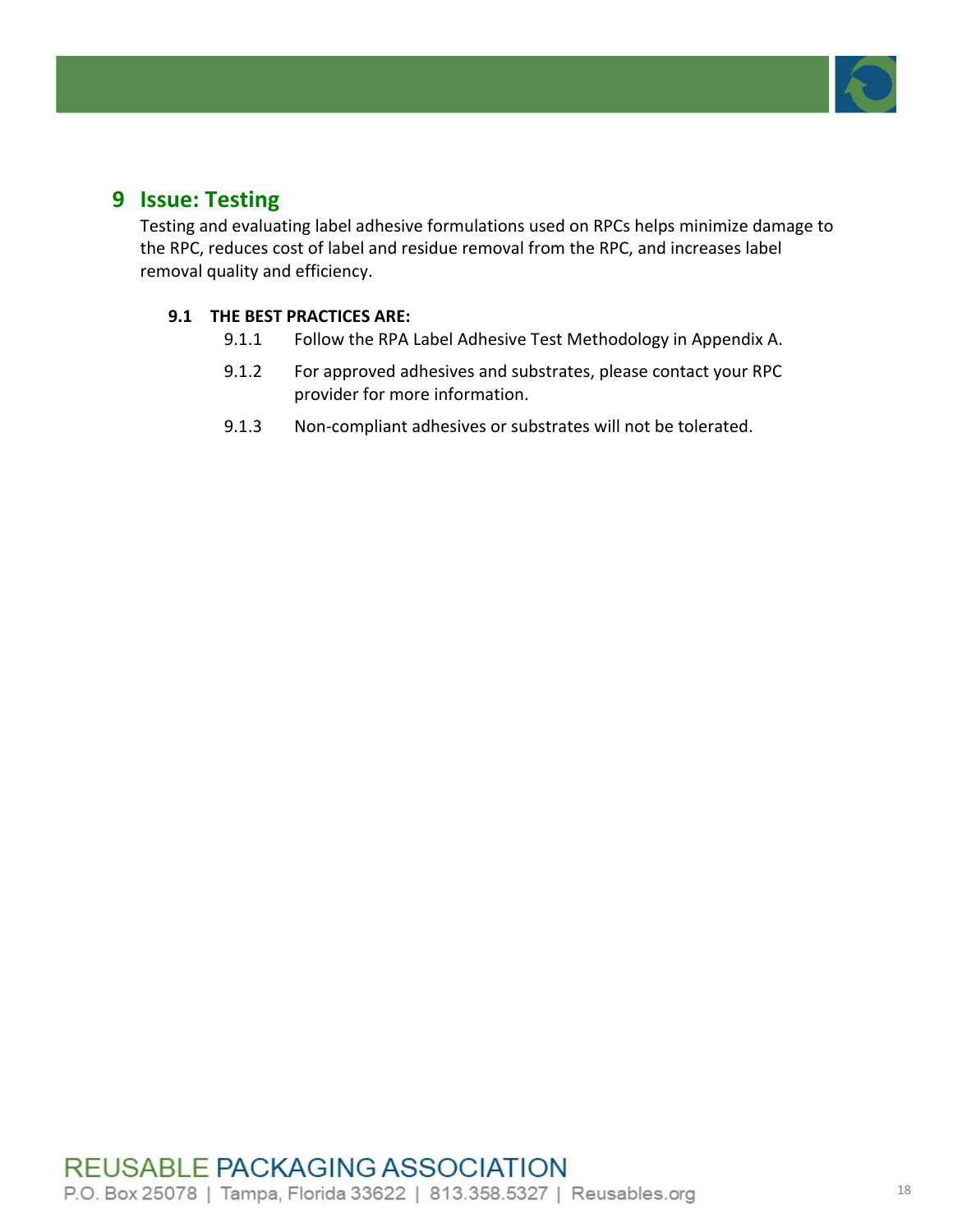# 9 Issue: Testing

Testing and evaluating label adhesive formulations used on RPCs helps minimize damage to the RPC, reduces cost of label and residue removal from the RPC, and increases label removal quality and efficiency.

## 9.1 THE BEST PRACTICES ARE:

9.1.1 Follow the RPA Label Adhesive Test Methodology in Appendix A.

9.1.2 For approved adhesives and substrates, please contact your RPC provider for more information.

9.1.3 Non-compliant adhesives or substrates will not be tolerated.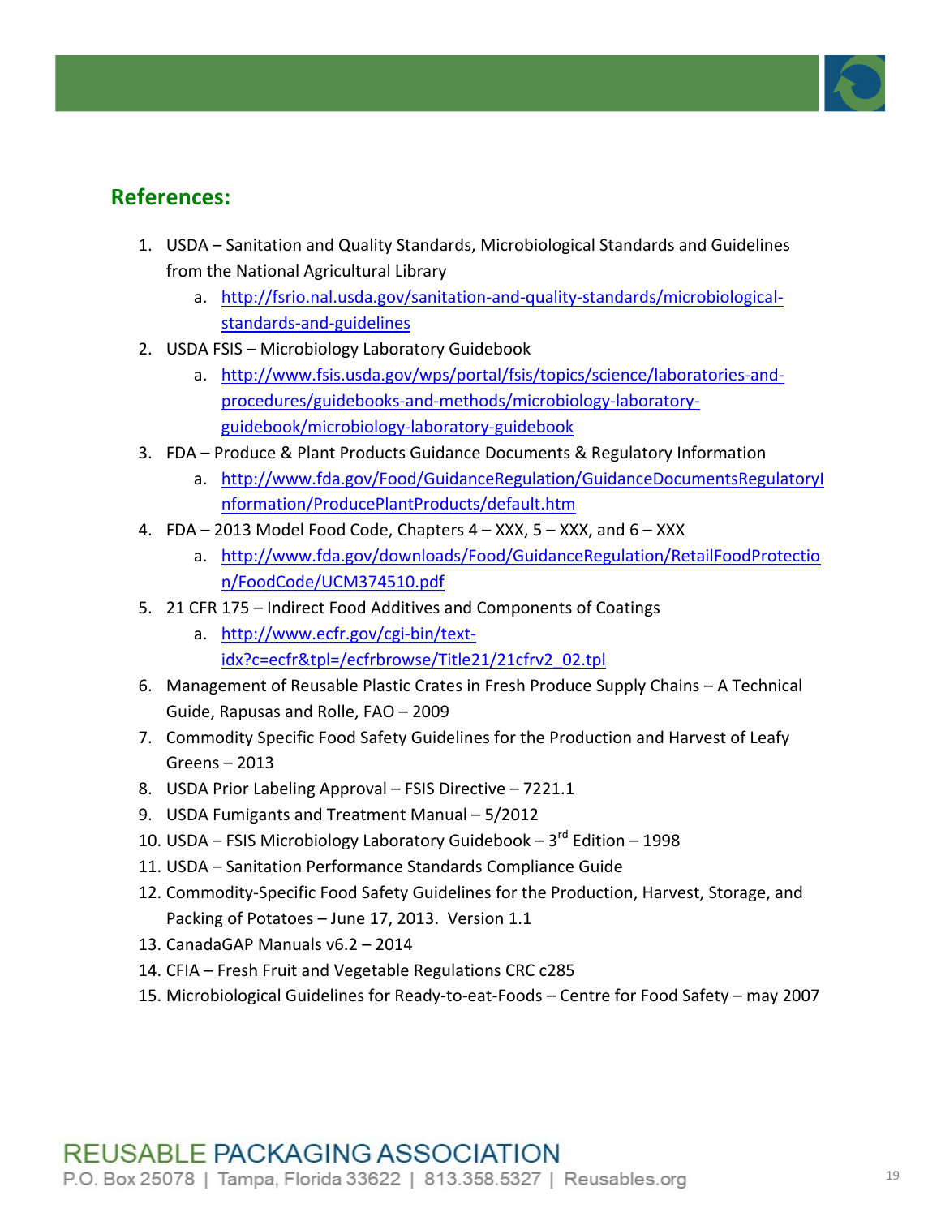## References:

1. USDA – Sanitation and Quality Standards, Microbiological Standards and Guidelines from the National Agricultural Library
   a. http://fsrio.nal.usda.gov/sanitation-and-quality-standards/microbiological-standards-and-guidelines
2. USDA FSIS – Microbiology Laboratory Guidebook
   a. http://www.fsis.usda.gov/wps/portal/fsis/topics/science/laboratories-and-procedures/guidebooks-and-methods/microbiology-laboratory-guidebook/microbiology-laboratory-guidebook
3. FDA – Produce & Plant Products Guidance Documents & Regulatory Information
   a. http://www.fda.gov/Food/GuidanceRegulation/GuidanceDocumentsRegulatoryInformation/ProducePlantProducts/default.htm
4. FDA – 2013 Model Food Code, Chapters 4 – XXX, 5 – XXX, and 6 – XXX
   a. http://www.fda.gov/downloads/Food/GuidanceRegulation/RetailFoodProtection/FoodCode/UCM374510.pdf
5. 21 CFR 175 – Indirect Food Additives and Components of Coatings
   a. http://www.ecfr.gov/cgi-bin/text-idx?c=ecfr&tpl=/ecfrbrowse/Title21/21cfrv2_02.tpl
6. Management of Reusable Plastic Crates in Fresh Produce Supply Chains – A Technical Guide, Rapusas and Rolle, FAO – 2009
7. Commodity Specific Food Safety Guidelines for the Production and Harvest of Leafy Greens – 2013
8. USDA Prior Labeling Approval – FSIS Directive – 7221.1
9. USDA Fumigants and Treatment Manual – 5/2012
10. USDA – FSIS Microbiology Laboratory Guidebook – 3rd Edition – 1998
11. USDA – Sanitation Performance Standards Compliance Guide
12. Commodity-Specific Food Safety Guidelines for the Production, Harvest, Storage, and Packing of Potatoes – June 17, 2013. Version 1.1
13. CanadaGAP Manuals v6.2 – 2014
14. CFIA – Fresh Fruit and Vegetable Regulations CRC c285
15. Microbiological Guidelines for Ready-to-eat-Foods – Centre for Food Safety – may 2007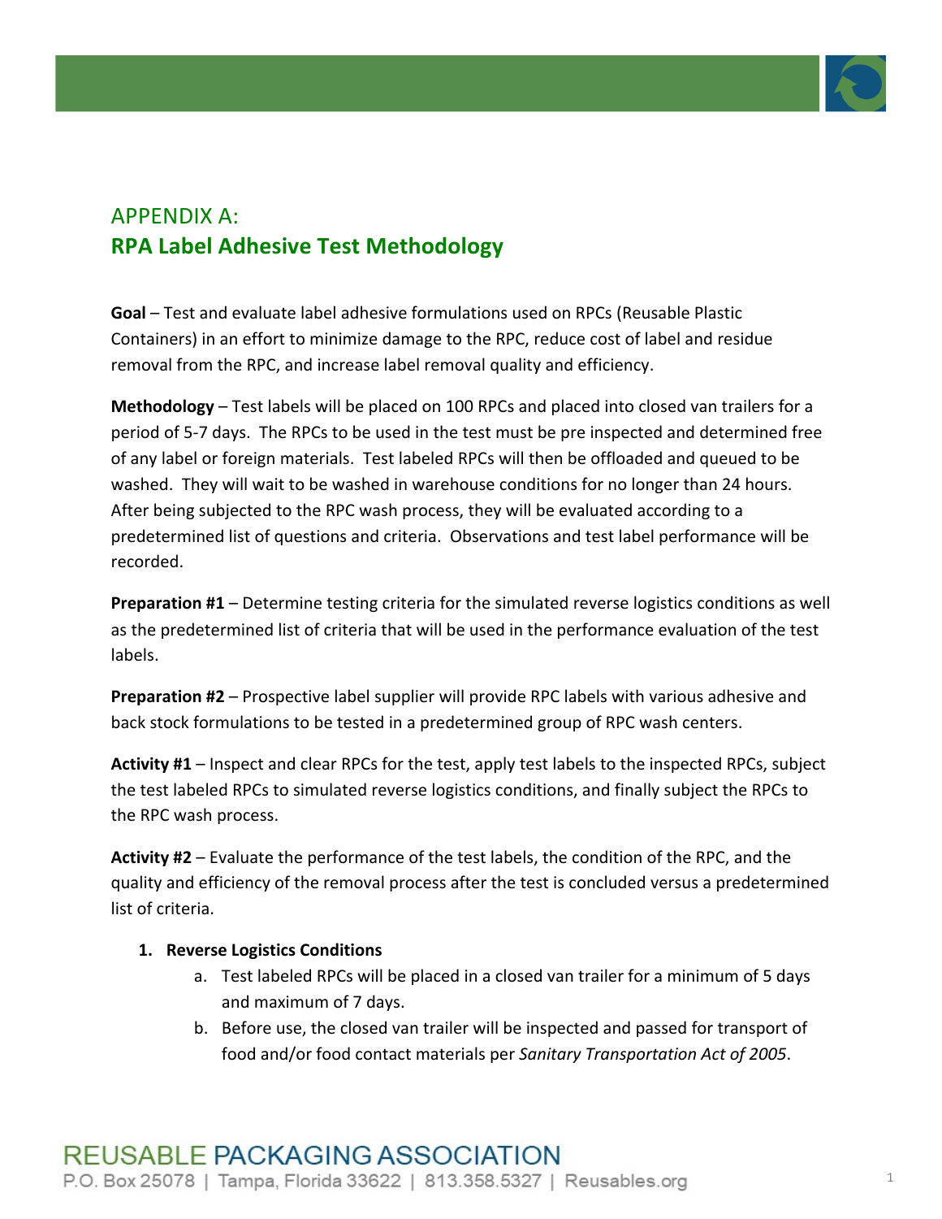# APPENDIX A:
## RPA Label Adhesive Test Methodology

**Goal** – Test and evaluate label adhesive formulations used on RPCs (Reusable Plastic Containers) in an effort to minimize damage to the RPC, reduce cost of label and residue removal from the RPC, and increase label removal quality and efficiency.

**Methodology** – Test labels will be placed on 100 RPCs and placed into closed van trailers for a period of 5-7 days. The RPCs to be used in the test must be pre inspected and determined free of any label or foreign materials. Test labeled RPCs will then be offloaded and queued to be washed. They will wait to be washed in warehouse conditions for no longer than 24 hours. After being subjected to the RPC wash process, they will be evaluated according to a predetermined list of questions and criteria. Observations and test label performance will be recorded.

**Preparation #1** – Determine testing criteria for the simulated reverse logistics conditions as well as the predetermined list of criteria that will be used in the performance evaluation of the test labels.

**Preparation #2** – Prospective label supplier will provide RPC labels with various adhesive and back stock formulations to be tested in a predetermined group of RPC wash centers.

**Activity #1** – Inspect and clear RPCs for the test, apply test labels to the inspected RPCs, subject the test labeled RPCs to simulated reverse logistics conditions, and finally subject the RPCs to the RPC wash process.

**Activity #2** – Evaluate the performance of the test labels, the condition of the RPC, and the quality and efficiency of the removal process after the test is concluded versus a predetermined list of criteria.

1. **Reverse Logistics Conditions**
   a. Test labeled RPCs will be placed in a closed van trailer for a minimum of 5 days and maximum of 7 days.
   b. Before use, the closed van trailer will be inspected and passed for transport of food and/or food contact materials per *Sanitary Transportation Act of 2005*.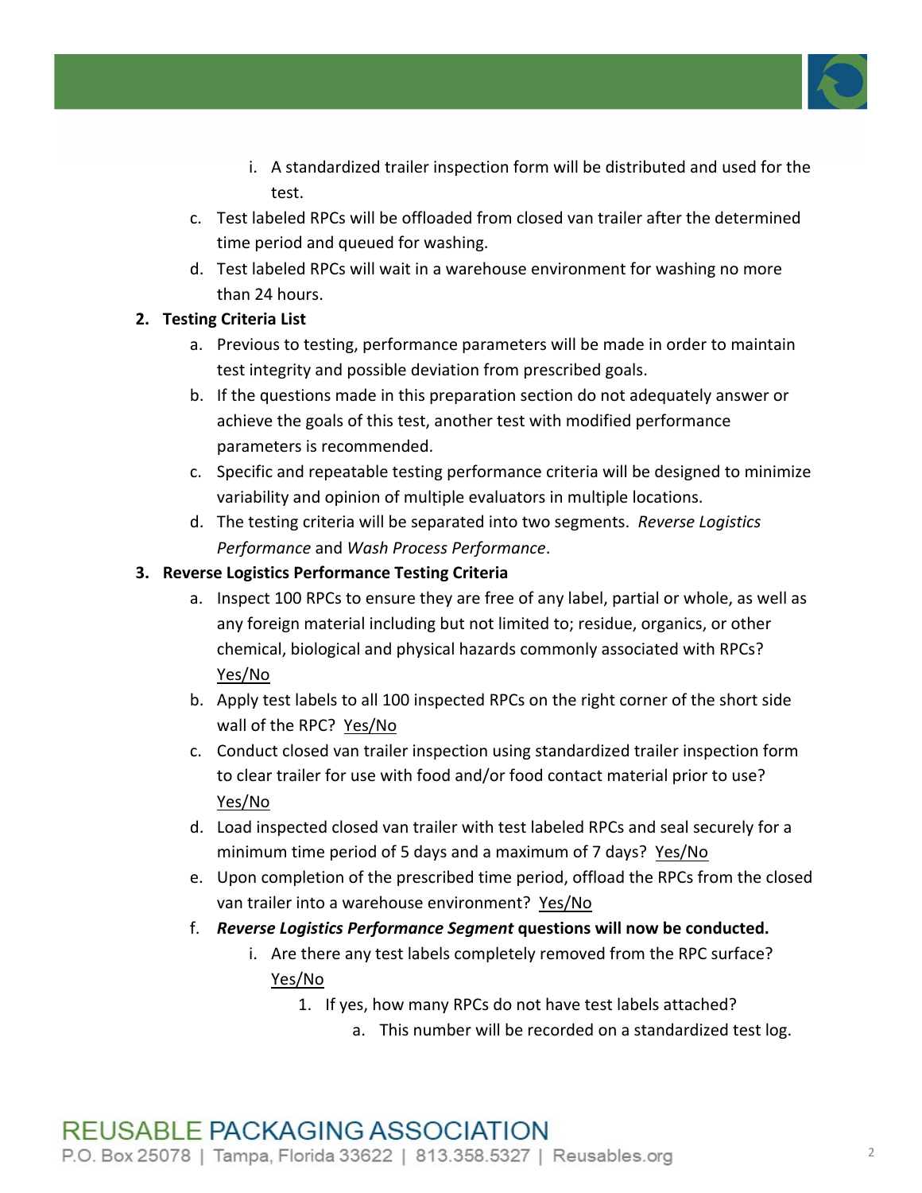i. A standardized trailer inspection form will be distributed and used for the test.

c. Test labeled RPCs will be offloaded from closed van trailer after the determined time period and queued for washing.

d. Test labeled RPCs will wait in a warehouse environment for washing no more than 24 hours.

2. **Testing Criteria List**
   a. Previous to testing, performance parameters will be made in order to maintain test integrity and possible deviation from prescribed goals.
   b. If the questions made in this preparation section do not adequately answer or achieve the goals of this test, another test with modified performance parameters is recommended.
   c. Specific and repeatable testing performance criteria will be designed to minimize variability and opinion of multiple evaluators in multiple locations.
   d. The testing criteria will be separated into two segments. *Reverse Logistics Performance* and *Wash Process Performance*.

3. **Reverse Logistics Performance Testing Criteria**
   a. Inspect 100 RPCs to ensure they are free of any label, partial or whole, as well as any foreign material including but not limited to; residue, organics, or other chemical, biological and physical hazards commonly associated with RPCs? <u>Yes/No</u>
   b. Apply test labels to all 100 inspected RPCs on the right corner of the short side wall of the RPC? <u>Yes/No</u>
   c. Conduct closed van trailer inspection using standardized trailer inspection form to clear trailer for use with food and/or food contact material prior to use? <u>Yes/No</u>
   d. Load inspected closed van trailer with test labeled RPCs and seal securely for a minimum time period of 5 days and a maximum of 7 days? <u>Yes/No</u>
   e. Upon completion of the prescribed time period, offload the RPCs from the closed van trailer into a warehouse environment? <u>Yes/No</u>
   f. ***Reverse Logistics Performance Segment* questions will now be conducted.**
      i. Are there any test labels completely removed from the RPC surface? <u>Yes/No</u>
         1. If yes, how many RPCs do not have test labels attached?
            a. This number will be recorded on a standardized test log.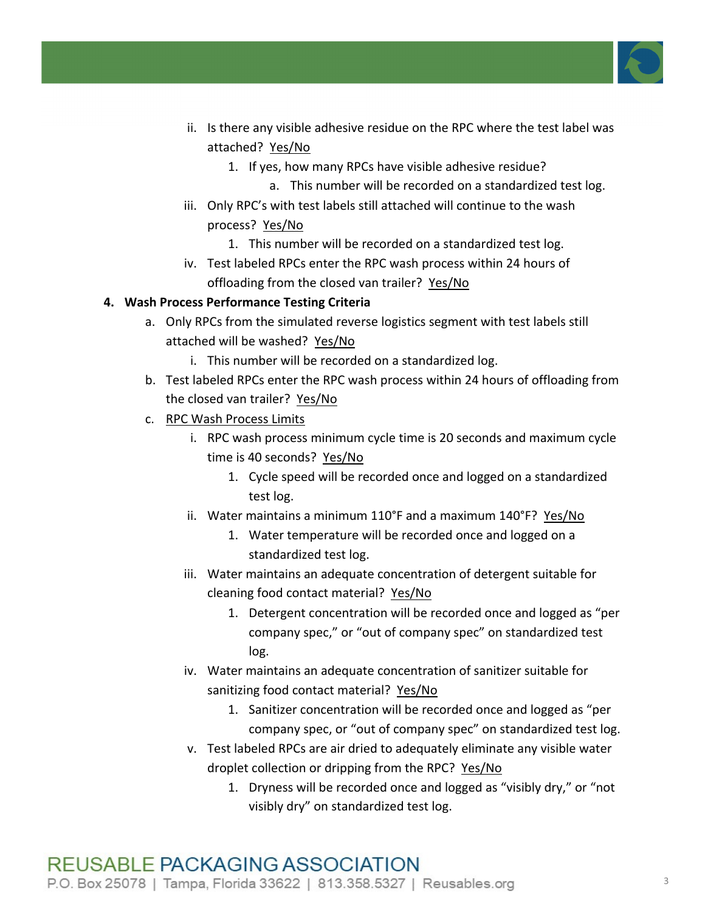ii. Is there any visible adhesive residue on the RPC where the test label was attached? Yes/No

1. If yes, how many RPCs have visible adhesive residue?
   a. This number will be recorded on a standardized test log.

iii. Only RPC's with test labels still attached will continue to the wash process? Yes/No

1. This number will be recorded on a standardized test log.

iv. Test labeled RPCs enter the RPC wash process within 24 hours of offloading from the closed van trailer? Yes/No

**4. Wash Process Performance Testing Criteria**

a. Only RPCs from the simulated reverse logistics segment with test labels still attached will be washed? Yes/No

   i. This number will be recorded on a standardized log.

b. Test labeled RPCs enter the RPC wash process within 24 hours of offloading from the closed van trailer? Yes/No

c. RPC Wash Process Limits

   i. RPC wash process minimum cycle time is 20 seconds and maximum cycle time is 40 seconds? Yes/No

      1. Cycle speed will be recorded once and logged on a standardized test log.

   ii. Water maintains a minimum 110°F and a maximum 140°F? Yes/No

      1. Water temperature will be recorded once and logged on a standardized test log.

   iii. Water maintains an adequate concentration of detergent suitable for cleaning food contact material? Yes/No

      1. Detergent concentration will be recorded once and logged as "per company spec," or "out of company spec" on standardized test log.

   iv. Water maintains an adequate concentration of sanitizer suitable for sanitizing food contact material? Yes/No

      1. Sanitizer concentration will be recorded once and logged as "per company spec, or "out of company spec" on standardized test log.

   v. Test labeled RPCs are air dried to adequately eliminate any visible water droplet collection or dripping from the RPC? Yes/No

      1. Dryness will be recorded once and logged as "visibly dry," or "not visibly dry" on standardized test log.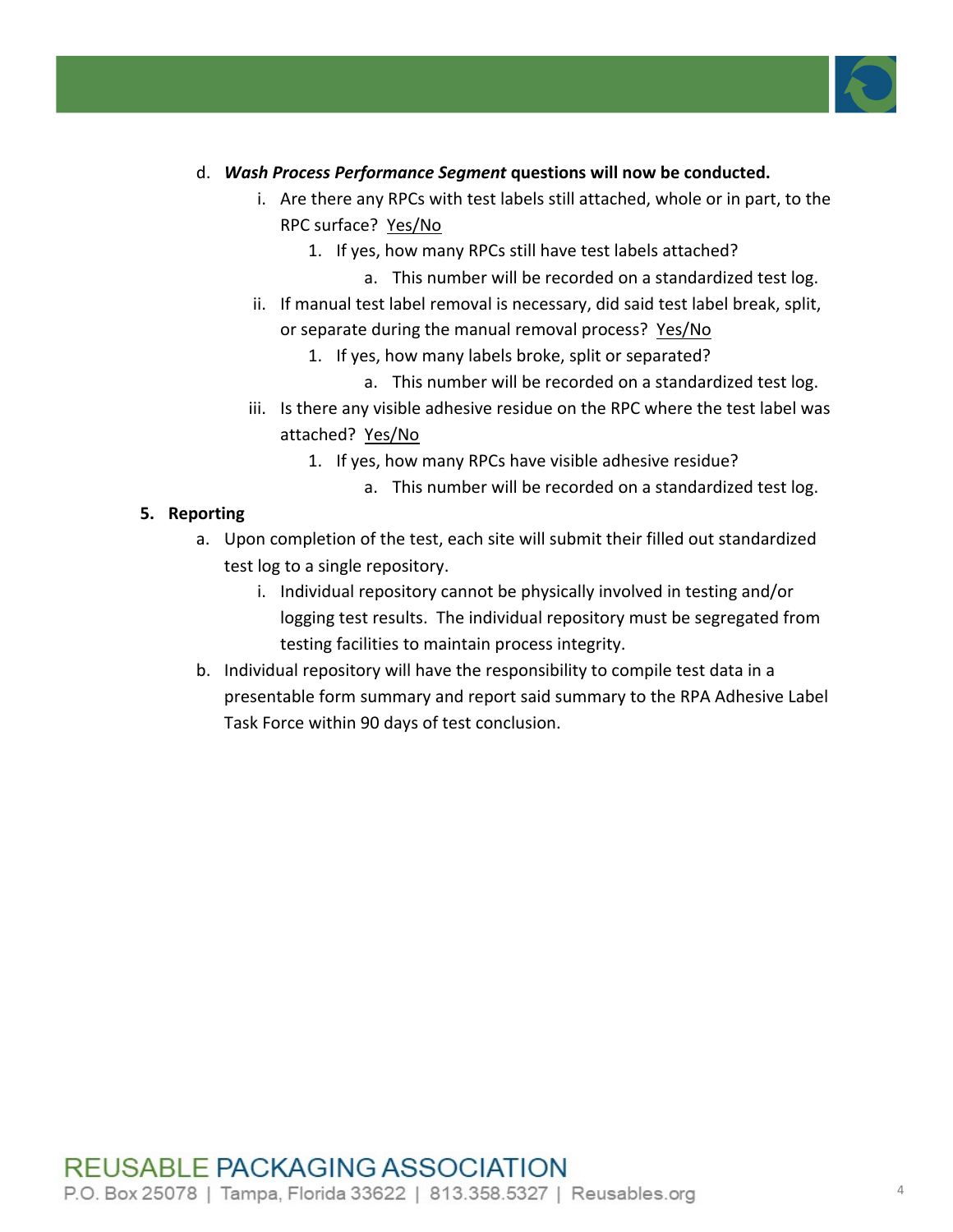d. ***Wash Process Performance Segment*** **questions will now be conducted.**
   i. Are there any RPCs with test labels still attached, whole or in part, to the RPC surface? Yes/No
      1. If yes, how many RPCs still have test labels attached?
         a. This number will be recorded on a standardized test log.
   ii. If manual test label removal is necessary, did said test label break, split, or separate during the manual removal process? Yes/No
      1. If yes, how many labels broke, split or separated?
         a. This number will be recorded on a standardized test log.
   iii. Is there any visible adhesive residue on the RPC where the test label was attached? Yes/No
      1. If yes, how many RPCs have visible adhesive residue?
         a. This number will be recorded on a standardized test log.

**5. Reporting**

a. Upon completion of the test, each site will submit their filled out standardized test log to a single repository.
   i. Individual repository cannot be physically involved in testing and/or logging test results. The individual repository must be segregated from testing facilities to maintain process integrity.

b. Individual repository will have the responsibility to compile test data in a presentable form summary and report said summary to the RPA Adhesive Label Task Force within 90 days of test conclusion.